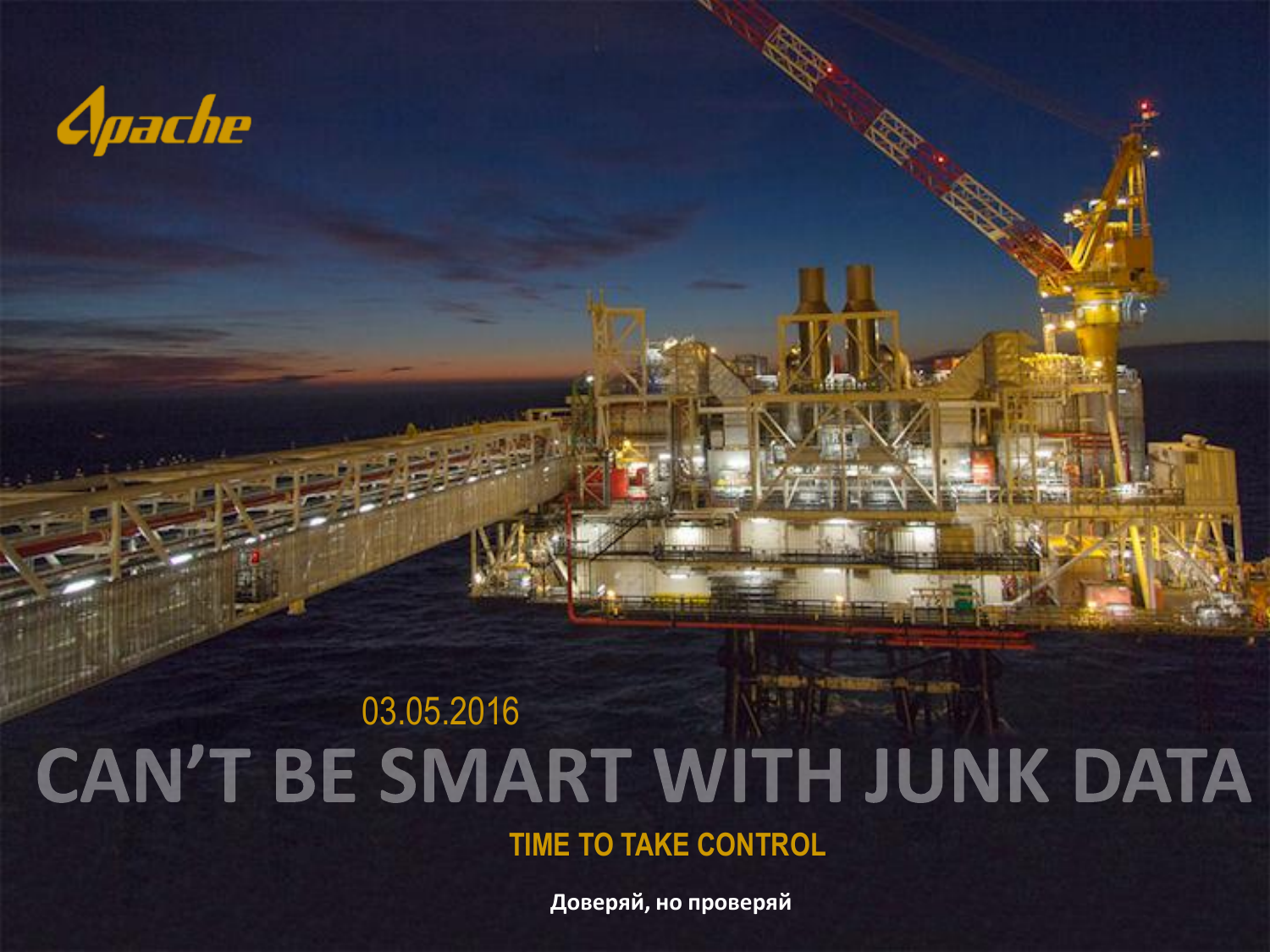Apache

03.05.2016

# CAN'T BE SMART WITH JUNK DATA

## TIME TO TAKE CONTROL

**Доверяй, но проверяй**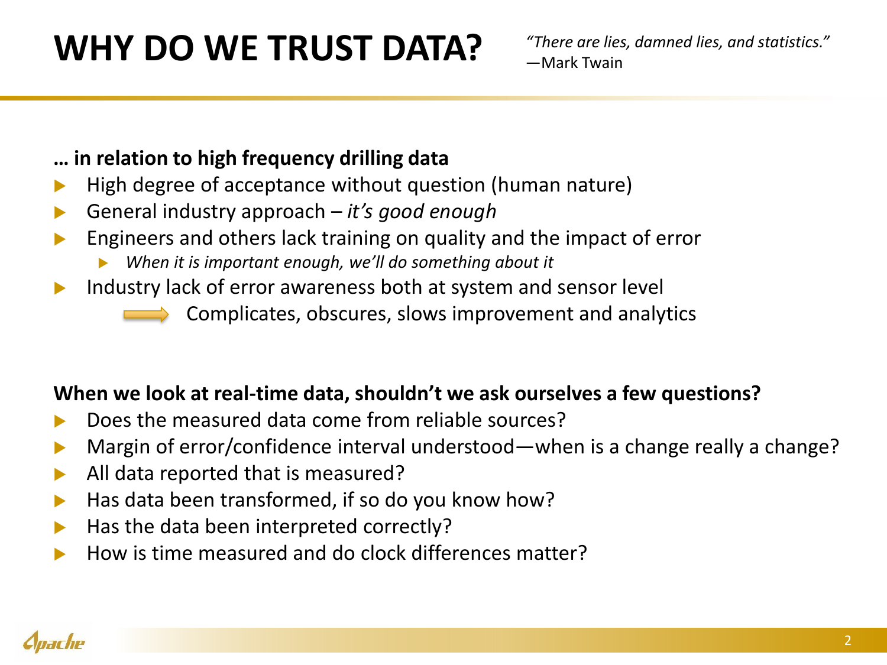# WHY DO WE TRUST DATA?

*"There are lies, damned lies, and statistics."*
—Mark Twain

**… in relation to high frequency drilling data**

- High degree of acceptance without question (human nature)
- General industry approach – *it's good enough*
- Engineers and others lack training on quality and the impact of error
  - *When it is important enough, we'll do something about it*
- Industry lack of error awareness both at system and sensor level

  → Complicates, obscures, slows improvement and analytics

**When we look at real-time data, shouldn't we ask ourselves a few questions?**

- Does the measured data come from reliable sources?
- Margin of error/confidence interval understood—when is a change really a change?
- All data reported that is measured?
- Has data been transformed, if so do you know how?
- Has the data been interpreted correctly?
- How is time measured and do clock differences matter?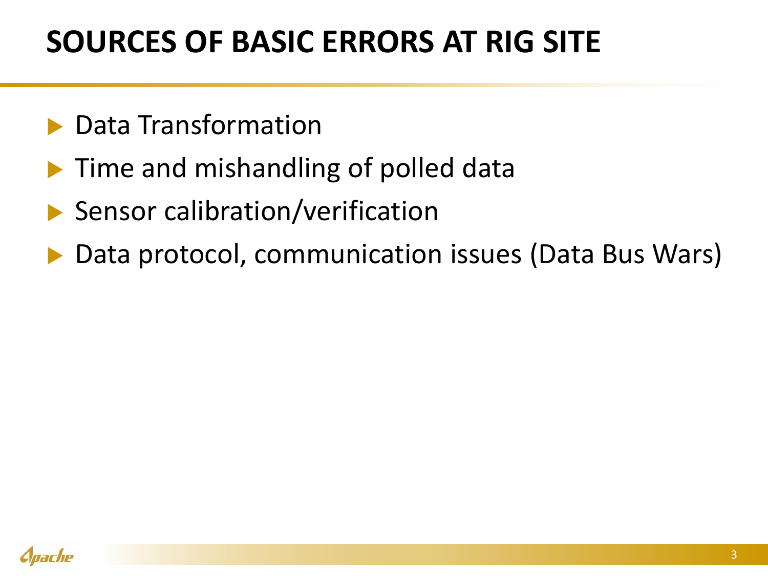# SOURCES OF BASIC ERRORS AT RIG SITE

- Data Transformation
- Time and mishandling of polled data
- Sensor calibration/verification
- Data protocol, communication issues (Data Bus Wars)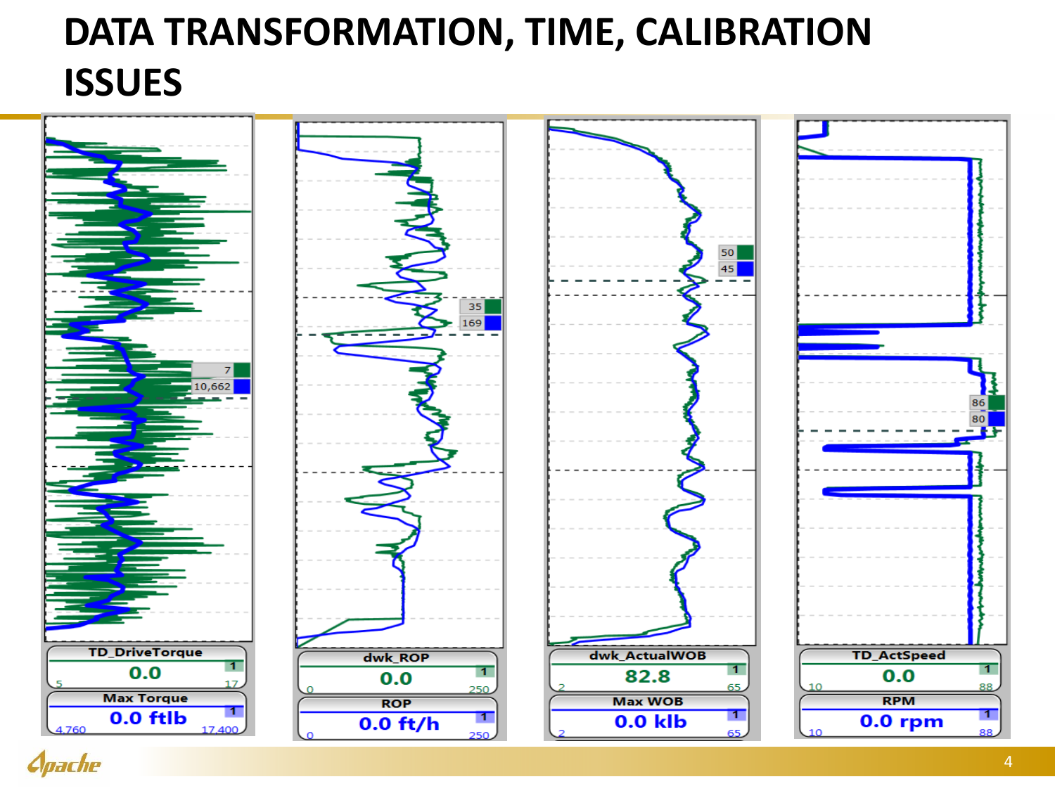# DATA TRANSFORMATION, TIME, CALIBRATION ISSUES

| Track | Value | Min | Max |
|---|---|---|---|
| TD_DriveTorque | 0.0 | 5 | 17 |
| Max Torque | 0.0 ftlb | 4,760 | 17,400 |
| dwk_ROP | 0.0 | 0 | 250 |
| ROP | 0.0 ft/h | 0 | 250 |
| dwk_ActualWOB | 82.8 | 2 | 65 |
| Max WOB | 0.0 klb | 2 | 65 |
| TD_ActSpeed | 0.0 | 10 | 88 |
| RPM | 0.0 rpm | 10 | 88 |

Cursor readouts: 7 / 10,662; 35 / 169; 50 / 45; 86 / 80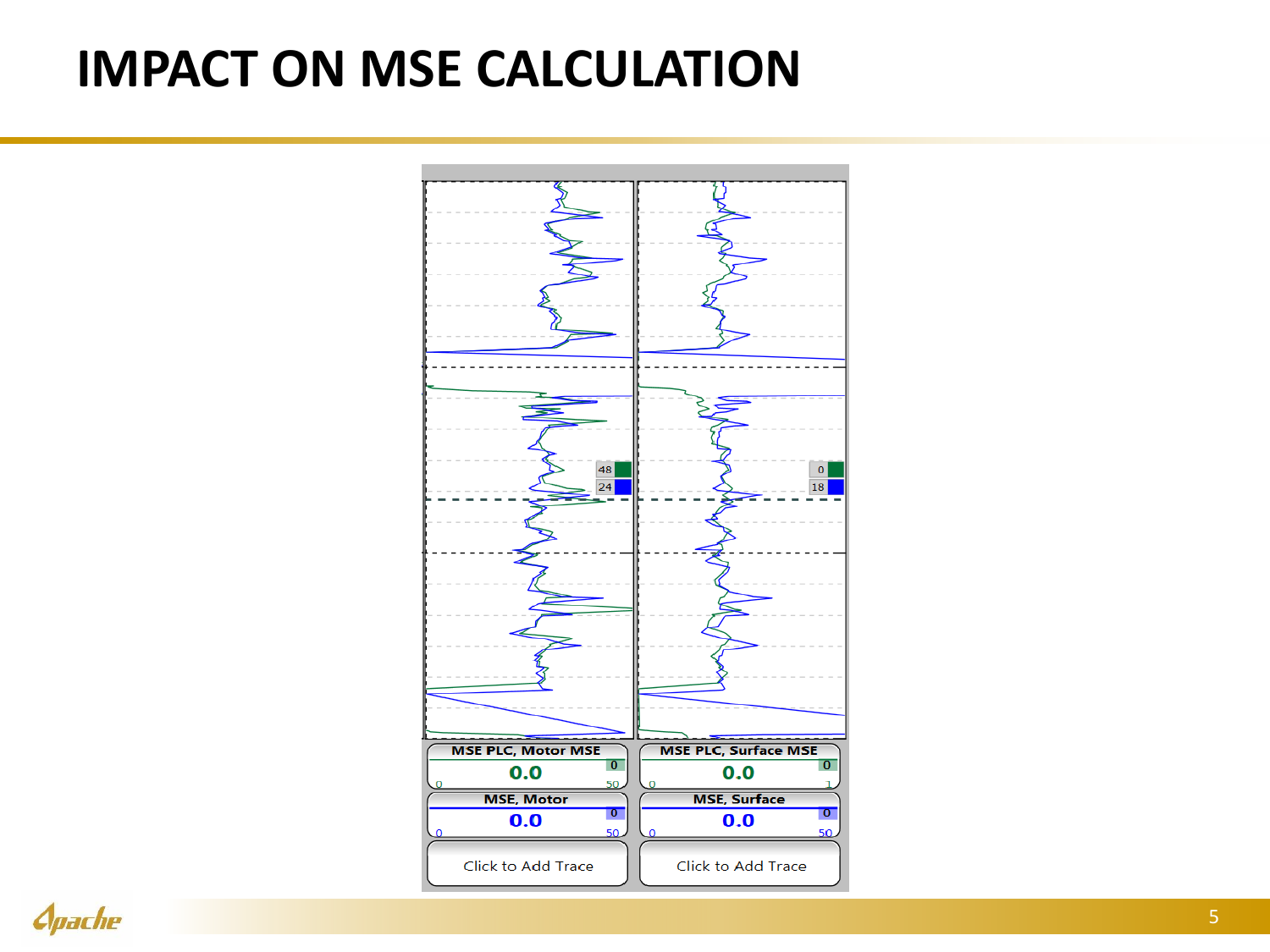# IMPACT ON MSE CALCULATION

| MSE PLC, Motor MSE | MSE PLC, Surface MSE |
| --- | --- |
| 0.0 | 0.0 |
| MSE, Motor | MSE, Surface |
| 0.0 | 0.0 |
| Click to Add Trace | Click to Add Trace |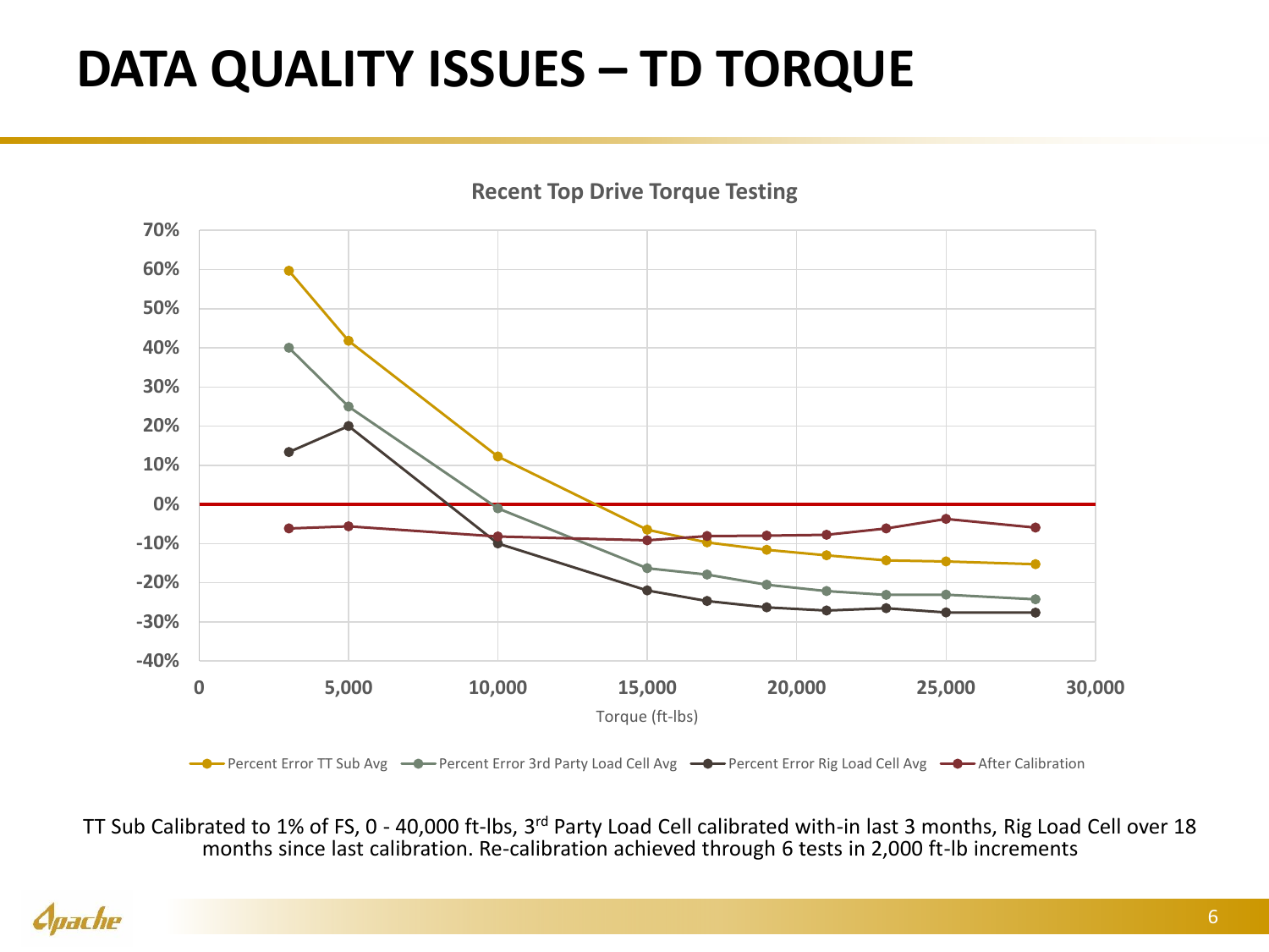# DATA QUALITY ISSUES – TD TORQUE

**Recent Top Drive Torque Testing**

TT Sub Calibrated to 1% of FS, 0 - 40,000 ft-lbs, 3rd Party Load Cell calibrated with-in last 3 months, Rig Load Cell over 18 months since last calibration. Re-calibration achieved through 6 tests in 2,000 ft-lb increments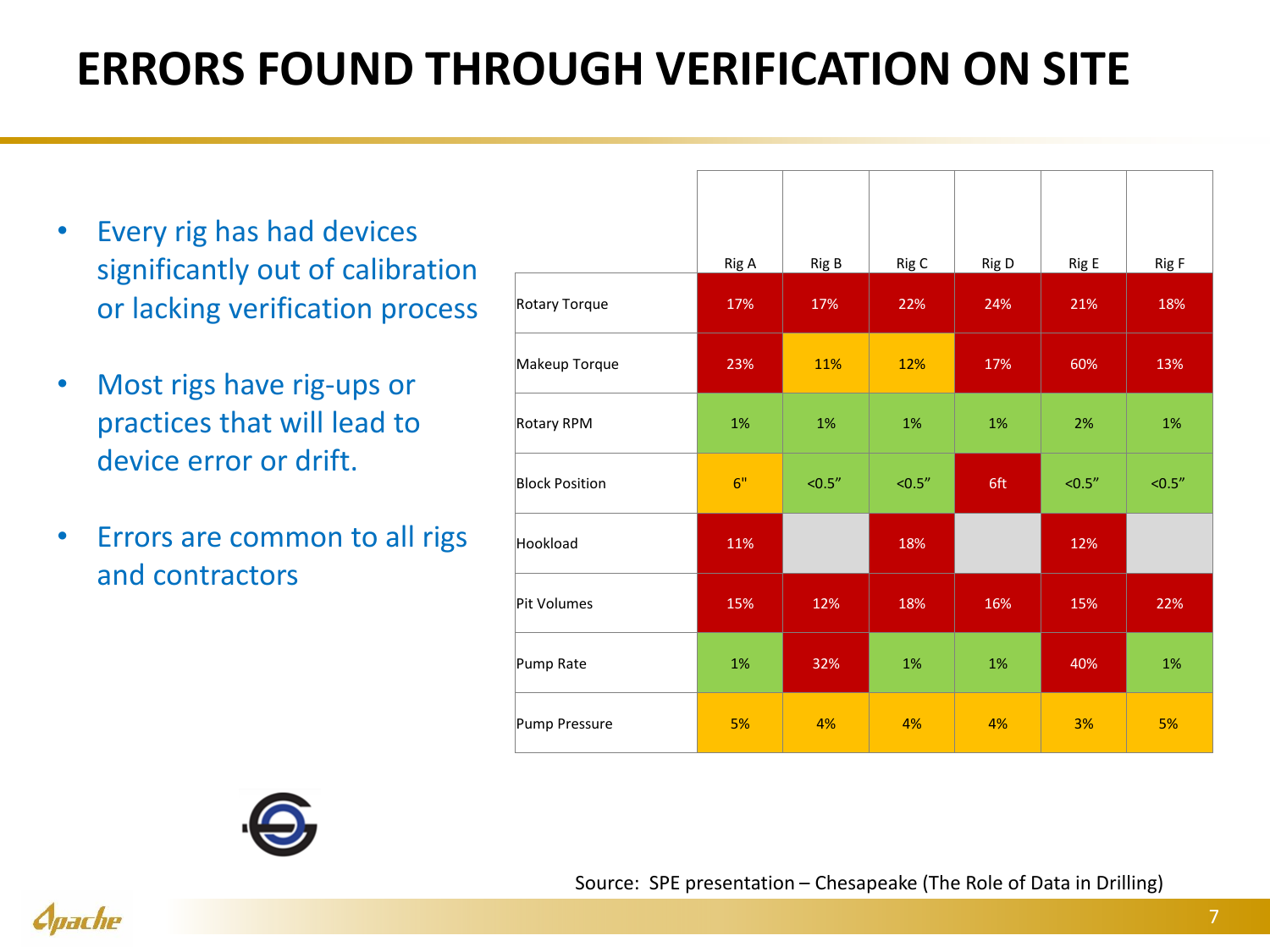# ERRORS FOUND THROUGH VERIFICATION ON SITE

- Every rig has had devices significantly out of calibration or lacking verification process
- Most rigs have rig-ups or practices that will lead to device error or drift.
- Errors are common to all rigs and contractors

| | Rig A | Rig B | Rig C | Rig D | Rig E | Rig F |
|---|---|---|---|---|---|---|
| Rotary Torque | 17% | 17% | 22% | 24% | 21% | 18% |
| Makeup Torque | 23% | 11% | 12% | 17% | 60% | 13% |
| Rotary RPM | 1% | 1% | 1% | 1% | 2% | 1% |
| Block Position | 6" | <0.5" | <0.5" | 6ft | <0.5" | <0.5" |
| Hookload | 11% | | 18% | | 12% | |
| Pit Volumes | 15% | 12% | 18% | 16% | 15% | 22% |
| Pump Rate | 1% | 32% | 1% | 1% | 40% | 1% |
| Pump Pressure | 5% | 4% | 4% | 4% | 3% | 5% |

Source: SPE presentation – Chesapeake (The Role of Data in Drilling)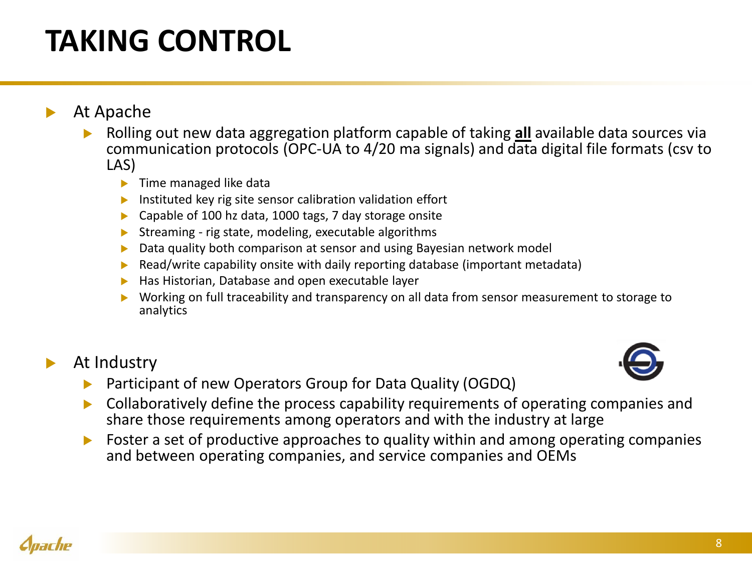# TAKING CONTROL

- At Apache
  - Rolling out new data aggregation platform capable of taking **all** available data sources via communication protocols (OPC-UA to 4/20 ma signals) and data digital file formats (csv to LAS)
    - Time managed like data
    - Instituted key rig site sensor calibration validation effort
    - Capable of 100 hz data, 1000 tags, 7 day storage onsite
    - Streaming - rig state, modeling, executable algorithms
    - Data quality both comparison at sensor and using Bayesian network model
    - Read/write capability onsite with daily reporting database (important metadata)
    - Has Historian, Database and open executable layer
    - Working on full traceability and transparency on all data from sensor measurement to storage to analytics

- At Industry
  - Participant of new Operators Group for Data Quality (OGDQ)
  - Collaboratively define the process capability requirements of operating companies and share those requirements among operators and with the industry at large
  - Foster a set of productive approaches to quality within and among operating companies and between operating companies, and service companies and OEMs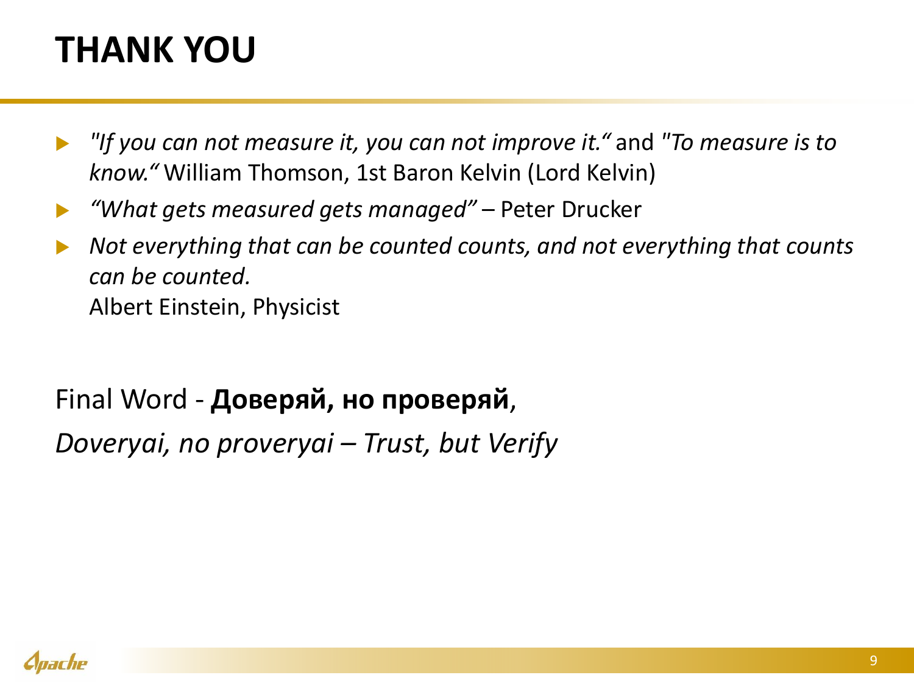# THANK YOU

- *"If you can not measure it, you can not improve it."* and *"To measure is to know."* William Thomson, 1st Baron Kelvin (Lord Kelvin)
- *"What gets measured gets managed"* – Peter Drucker
- *Not everything that can be counted counts, and not everything that counts can be counted.*
  Albert Einstein, Physicist

Final Word - **Доверяй, но проверяй**,

*Doveryai, no proveryai – Trust, but Verify*